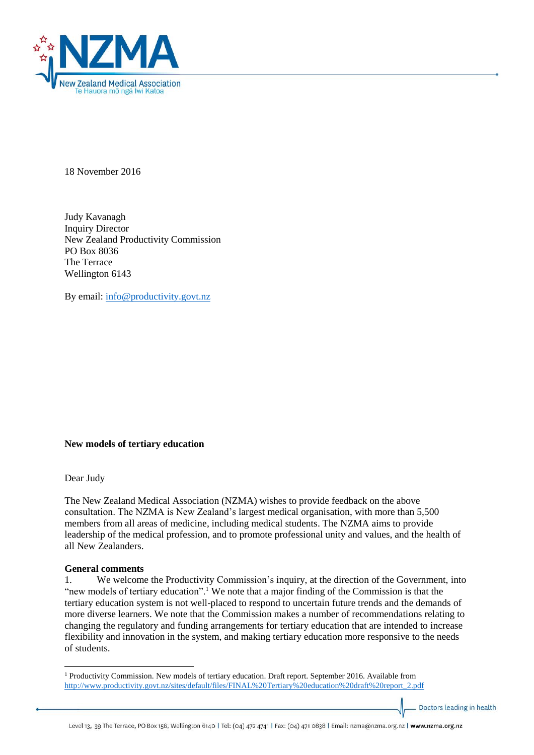18 November 2016

Judy Kavanagh
Inquiry Director
New Zealand Productivity Commission
PO Box 8036
The Terrace
Wellington 6143

By email: info@productivity.govt.nz

**New models of tertiary education**

Dear Judy

The New Zealand Medical Association (NZMA) wishes to provide feedback on the above consultation. The NZMA is New Zealand's largest medical organisation, with more than 5,500 members from all areas of medicine, including medical students. The NZMA aims to provide leadership of the medical profession, and to promote professional unity and values, and the health of all New Zealanders.

**General comments**

1. We welcome the Productivity Commission's inquiry, at the direction of the Government, into "new models of tertiary education".[1] We note that a major finding of the Commission is that the tertiary education system is not well-placed to respond to uncertain future trends and the demands of more diverse learners. We note that the Commission makes a number of recommendations relating to changing the regulatory and funding arrangements for tertiary education that are intended to increase flexibility and innovation in the system, and making tertiary education more responsive to the needs of students.

[1] Productivity Commission. New models of tertiary education. Draft report. September 2016. Available from http://www.productivity.govt.nz/sites/default/files/FINAL%20Tertiary%20education%20draft%20report_2.pdf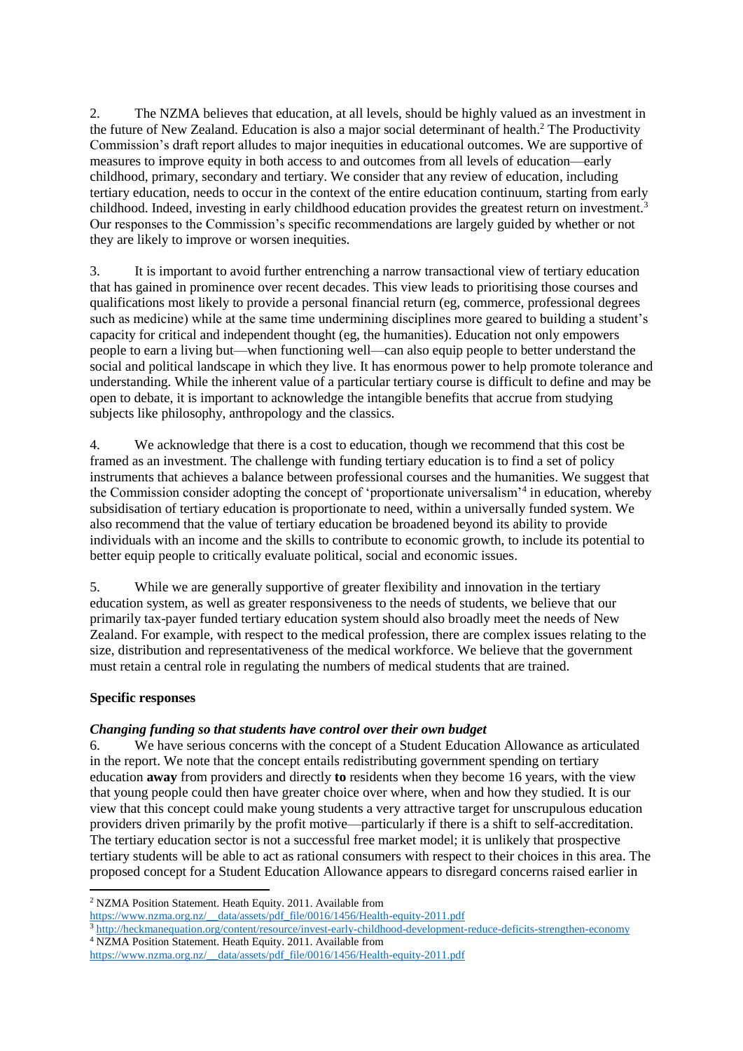2. The NZMA believes that education, at all levels, should be highly valued as an investment in the future of New Zealand. Education is also a major social determinant of health.[2] The Productivity Commission's draft report alludes to major inequities in educational outcomes. We are supportive of measures to improve equity in both access to and outcomes from all levels of education—early childhood, primary, secondary and tertiary. We consider that any review of education, including tertiary education, needs to occur in the context of the entire education continuum, starting from early childhood. Indeed, investing in early childhood education provides the greatest return on investment.[3] Our responses to the Commission's specific recommendations are largely guided by whether or not they are likely to improve or worsen inequities.

3. It is important to avoid further entrenching a narrow transactional view of tertiary education that has gained in prominence over recent decades. This view leads to prioritising those courses and qualifications most likely to provide a personal financial return (eg, commerce, professional degrees such as medicine) while at the same time undermining disciplines more geared to building a student's capacity for critical and independent thought (eg, the humanities). Education not only empowers people to earn a living but—when functioning well—can also equip people to better understand the social and political landscape in which they live. It has enormous power to help promote tolerance and understanding. While the inherent value of a particular tertiary course is difficult to define and may be open to debate, it is important to acknowledge the intangible benefits that accrue from studying subjects like philosophy, anthropology and the classics.

4. We acknowledge that there is a cost to education, though we recommend that this cost be framed as an investment. The challenge with funding tertiary education is to find a set of policy instruments that achieves a balance between professional courses and the humanities. We suggest that the Commission consider adopting the concept of 'proportionate universalism'[4] in education, whereby subsidisation of tertiary education is proportionate to need, within a universally funded system. We also recommend that the value of tertiary education be broadened beyond its ability to provide individuals with an income and the skills to contribute to economic growth, to include its potential to better equip people to critically evaluate political, social and economic issues.

5. While we are generally supportive of greater flexibility and innovation in the tertiary education system, as well as greater responsiveness to the needs of students, we believe that our primarily tax-payer funded tertiary education system should also broadly meet the needs of New Zealand. For example, with respect to the medical profession, there are complex issues relating to the size, distribution and representativeness of the medical workforce. We believe that the government must retain a central role in regulating the numbers of medical students that are trained.

**Specific responses**

***Changing funding so that students have control over their own budget***

6. We have serious concerns with the concept of a Student Education Allowance as articulated in the report. We note that the concept entails redistributing government spending on tertiary education **away** from providers and directly **to** residents when they become 16 years, with the view that young people could then have greater choice over where, when and how they studied. It is our view that this concept could make young students a very attractive target for unscrupulous education providers driven primarily by the profit motive—particularly if there is a shift to self-accreditation. The tertiary education sector is not a successful free market model; it is unlikely that prospective tertiary students will be able to act as rational consumers with respect to their choices in this area. The proposed concept for a Student Education Allowance appears to disregard concerns raised earlier in

---

[2] NZMA Position Statement. Heath Equity. 2011. Available from https://www.nzma.org.nz/__data/assets/pdf_file/0016/1456/Health-equity-2011.pdf

[3] http://heckmanequation.org/content/resource/invest-early-childhood-development-reduce-deficits-strengthen-economy

[4] NZMA Position Statement. Heath Equity. 2011. Available from https://www.nzma.org.nz/__data/assets/pdf_file/0016/1456/Health-equity-2011.pdf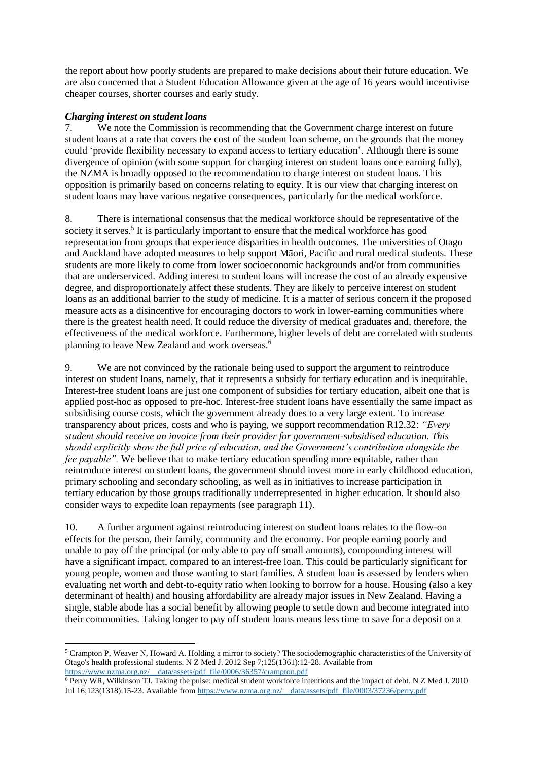the report about how poorly students are prepared to make decisions about their future education. We are also concerned that a Student Education Allowance given at the age of 16 years would incentivise cheaper courses, shorter courses and early study.

***Charging interest on student loans***

7. We note the Commission is recommending that the Government charge interest on future student loans at a rate that covers the cost of the student loan scheme, on the grounds that the money could 'provide flexibility necessary to expand access to tertiary education'. Although there is some divergence of opinion (with some support for charging interest on student loans once earning fully), the NZMA is broadly opposed to the recommendation to charge interest on student loans. This opposition is primarily based on concerns relating to equity. It is our view that charging interest on student loans may have various negative consequences, particularly for the medical workforce.

8. There is international consensus that the medical workforce should be representative of the society it serves.[5] It is particularly important to ensure that the medical workforce has good representation from groups that experience disparities in health outcomes. The universities of Otago and Auckland have adopted measures to help support Māori, Pacific and rural medical students. These students are more likely to come from lower socioeconomic backgrounds and/or from communities that are underserviced. Adding interest to student loans will increase the cost of an already expensive degree, and disproportionately affect these students. They are likely to perceive interest on student loans as an additional barrier to the study of medicine. It is a matter of serious concern if the proposed measure acts as a disincentive for encouraging doctors to work in lower-earning communities where there is the greatest health need. It could reduce the diversity of medical graduates and, therefore, the effectiveness of the medical workforce. Furthermore, higher levels of debt are correlated with students planning to leave New Zealand and work overseas.[6]

9. We are not convinced by the rationale being used to support the argument to reintroduce interest on student loans, namely, that it represents a subsidy for tertiary education and is inequitable. Interest-free student loans are just one component of subsidies for tertiary education, albeit one that is applied post-hoc as opposed to pre-hoc. Interest-free student loans have essentially the same impact as subsidising course costs, which the government already does to a very large extent. To increase transparency about prices, costs and who is paying, we support recommendation R12.32: *"Every student should receive an invoice from their provider for government-subsidised education. This should explicitly show the full price of education, and the Government's contribution alongside the fee payable".* We believe that to make tertiary education spending more equitable, rather than reintroduce interest on student loans, the government should invest more in early childhood education, primary schooling and secondary schooling, as well as in initiatives to increase participation in tertiary education by those groups traditionally underrepresented in higher education. It should also consider ways to expedite loan repayments (see paragraph 11).

10. A further argument against reintroducing interest on student loans relates to the flow-on effects for the person, their family, community and the economy. For people earning poorly and unable to pay off the principal (or only able to pay off small amounts), compounding interest will have a significant impact, compared to an interest-free loan. This could be particularly significant for young people, women and those wanting to start families. A student loan is assessed by lenders when evaluating net worth and debt-to-equity ratio when looking to borrow for a house. Housing (also a key determinant of health) and housing affordability are already major issues in New Zealand. Having a single, stable abode has a social benefit by allowing people to settle down and become integrated into their communities. Taking longer to pay off student loans means less time to save for a deposit on a

---

[5] Crampton P, Weaver N, Howard A. Holding a mirror to society? The sociodemographic characteristics of the University of Otago's health professional students. N Z Med J. 2012 Sep 7;125(1361):12-28. Available from https://www.nzma.org.nz/__data/assets/pdf_file/0006/36357/crampton.pdf

[6] Perry WR, Wilkinson TJ. Taking the pulse: medical student workforce intentions and the impact of debt. N Z Med J. 2010 Jul 16;123(1318):15-23. Available from https://www.nzma.org.nz/__data/assets/pdf_file/0003/37236/perry.pdf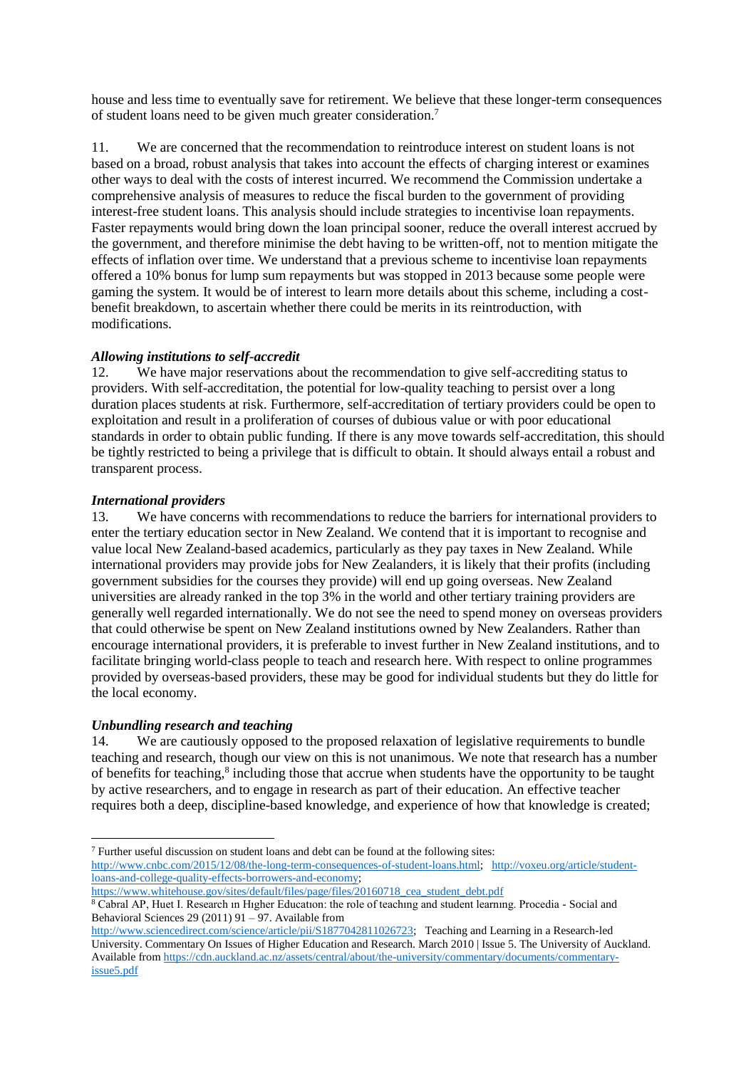house and less time to eventually save for retirement. We believe that these longer-term consequences of student loans need to be given much greater consideration.[7]

11. We are concerned that the recommendation to reintroduce interest on student loans is not based on a broad, robust analysis that takes into account the effects of charging interest or examines other ways to deal with the costs of interest incurred. We recommend the Commission undertake a comprehensive analysis of measures to reduce the fiscal burden to the government of providing interest-free student loans. This analysis should include strategies to incentivise loan repayments. Faster repayments would bring down the loan principal sooner, reduce the overall interest accrued by the government, and therefore minimise the debt having to be written-off, not to mention mitigate the effects of inflation over time. We understand that a previous scheme to incentivise loan repayments offered a 10% bonus for lump sum repayments but was stopped in 2013 because some people were gaming the system. It would be of interest to learn more details about this scheme, including a cost-benefit breakdown, to ascertain whether there could be merits in its reintroduction, with modifications.

***Allowing institutions to self-accredit***

12. We have major reservations about the recommendation to give self-accrediting status to providers. With self-accreditation, the potential for low-quality teaching to persist over a long duration places students at risk. Furthermore, self-accreditation of tertiary providers could be open to exploitation and result in a proliferation of courses of dubious value or with poor educational standards in order to obtain public funding. If there is any move towards self-accreditation, this should be tightly restricted to being a privilege that is difficult to obtain. It should always entail a robust and transparent process.

***International providers***

13. We have concerns with recommendations to reduce the barriers for international providers to enter the tertiary education sector in New Zealand. We contend that it is important to recognise and value local New Zealand-based academics, particularly as they pay taxes in New Zealand. While international providers may provide jobs for New Zealanders, it is likely that their profits (including government subsidies for the courses they provide) will end up going overseas. New Zealand universities are already ranked in the top 3% in the world and other tertiary training providers are generally well regarded internationally. We do not see the need to spend money on overseas providers that could otherwise be spent on New Zealand institutions owned by New Zealanders. Rather than encourage international providers, it is preferable to invest further in New Zealand institutions, and to facilitate bringing world-class people to teach and research here. With respect to online programmes provided by overseas-based providers, these may be good for individual students but they do little for the local economy.

***Unbundling research and teaching***

14. We are cautiously opposed to the proposed relaxation of legislative requirements to bundle teaching and research, though our view on this is not unanimous. We note that research has a number of benefits for teaching,[8] including those that accrue when students have the opportunity to be taught by active researchers, and to engage in research as part of their education. An effective teacher requires both a deep, discipline-based knowledge, and experience of how that knowledge is created;

---

[7] Further useful discussion on student loans and debt can be found at the following sites: http://www.cnbc.com/2015/12/08/the-long-term-consequences-of-student-loans.html; http://voxeu.org/article/student-loans-and-college-quality-effects-borrowers-and-economy; https://www.whitehouse.gov/sites/default/files/page/files/20160718_cea_student_debt.pdf

[8] Cabral AP, Huet I. Research ın Hıgher Educatıon: the role of teachıng and student learnıng. Procedia - Social and Behavioral Sciences 29 (2011) 91 – 97. Available from http://www.sciencedirect.com/science/article/pii/S1877042811026723; Teaching and Learning in a Research-led University. Commentary On Issues of Higher Education and Research. March 2010 | Issue 5. The University of Auckland. Available from https://cdn.auckland.ac.nz/assets/central/about/the-university/commentary/documents/commentary-issue5.pdf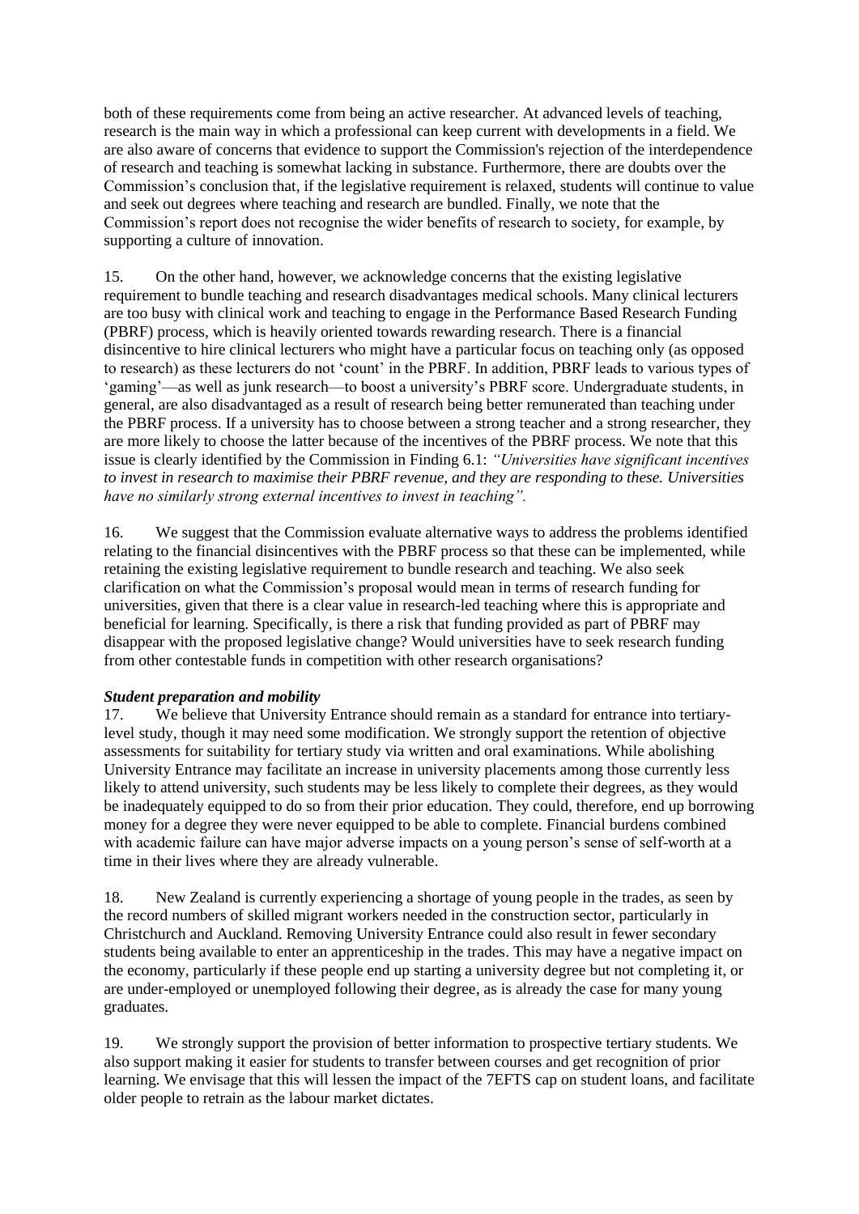both of these requirements come from being an active researcher. At advanced levels of teaching, research is the main way in which a professional can keep current with developments in a field. We are also aware of concerns that evidence to support the Commission's rejection of the interdependence of research and teaching is somewhat lacking in substance. Furthermore, there are doubts over the Commission's conclusion that, if the legislative requirement is relaxed, students will continue to value and seek out degrees where teaching and research are bundled. Finally, we note that the Commission's report does not recognise the wider benefits of research to society, for example, by supporting a culture of innovation.

15. On the other hand, however, we acknowledge concerns that the existing legislative requirement to bundle teaching and research disadvantages medical schools. Many clinical lecturers are too busy with clinical work and teaching to engage in the Performance Based Research Funding (PBRF) process, which is heavily oriented towards rewarding research. There is a financial disincentive to hire clinical lecturers who might have a particular focus on teaching only (as opposed to research) as these lecturers do not 'count' in the PBRF. In addition, PBRF leads to various types of 'gaming'—as well as junk research—to boost a university's PBRF score. Undergraduate students, in general, are also disadvantaged as a result of research being better remunerated than teaching under the PBRF process. If a university has to choose between a strong teacher and a strong researcher, they are more likely to choose the latter because of the incentives of the PBRF process. We note that this issue is clearly identified by the Commission in Finding 6.1: *"Universities have significant incentives to invest in research to maximise their PBRF revenue, and they are responding to these. Universities have no similarly strong external incentives to invest in teaching".*

16. We suggest that the Commission evaluate alternative ways to address the problems identified relating to the financial disincentives with the PBRF process so that these can be implemented, while retaining the existing legislative requirement to bundle research and teaching. We also seek clarification on what the Commission's proposal would mean in terms of research funding for universities, given that there is a clear value in research-led teaching where this is appropriate and beneficial for learning. Specifically, is there a risk that funding provided as part of PBRF may disappear with the proposed legislative change? Would universities have to seek research funding from other contestable funds in competition with other research organisations?

***Student preparation and mobility***

17. We believe that University Entrance should remain as a standard for entrance into tertiary-level study, though it may need some modification. We strongly support the retention of objective assessments for suitability for tertiary study via written and oral examinations. While abolishing University Entrance may facilitate an increase in university placements among those currently less likely to attend university, such students may be less likely to complete their degrees, as they would be inadequately equipped to do so from their prior education. They could, therefore, end up borrowing money for a degree they were never equipped to be able to complete. Financial burdens combined with academic failure can have major adverse impacts on a young person's sense of self-worth at a time in their lives where they are already vulnerable.

18. New Zealand is currently experiencing a shortage of young people in the trades, as seen by the record numbers of skilled migrant workers needed in the construction sector, particularly in Christchurch and Auckland. Removing University Entrance could also result in fewer secondary students being available to enter an apprenticeship in the trades. This may have a negative impact on the economy, particularly if these people end up starting a university degree but not completing it, or are under-employed or unemployed following their degree, as is already the case for many young graduates.

19. We strongly support the provision of better information to prospective tertiary students. We also support making it easier for students to transfer between courses and get recognition of prior learning. We envisage that this will lessen the impact of the 7EFTS cap on student loans, and facilitate older people to retrain as the labour market dictates.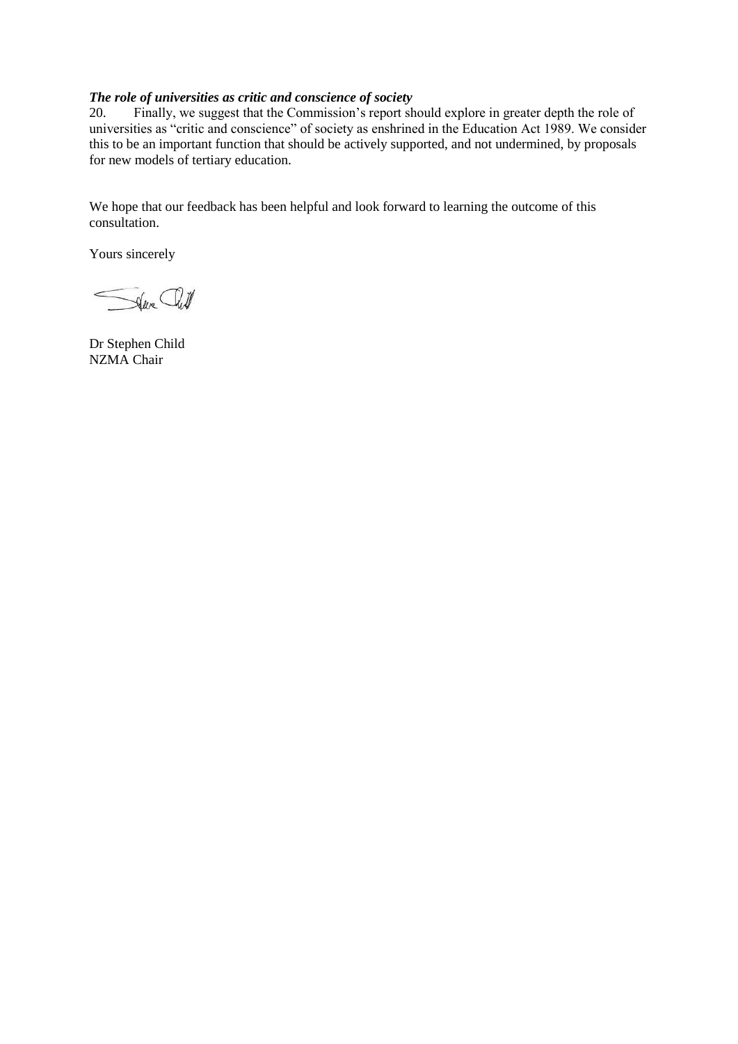***The role of universities as critic and conscience of society***

20. Finally, we suggest that the Commission's report should explore in greater depth the role of universities as "critic and conscience" of society as enshrined in the Education Act 1989. We consider this to be an important function that should be actively supported, and not undermined, by proposals for new models of tertiary education.

We hope that our feedback has been helpful and look forward to learning the outcome of this consultation.

Yours sincerely

Dr Stephen Child
NZMA Chair